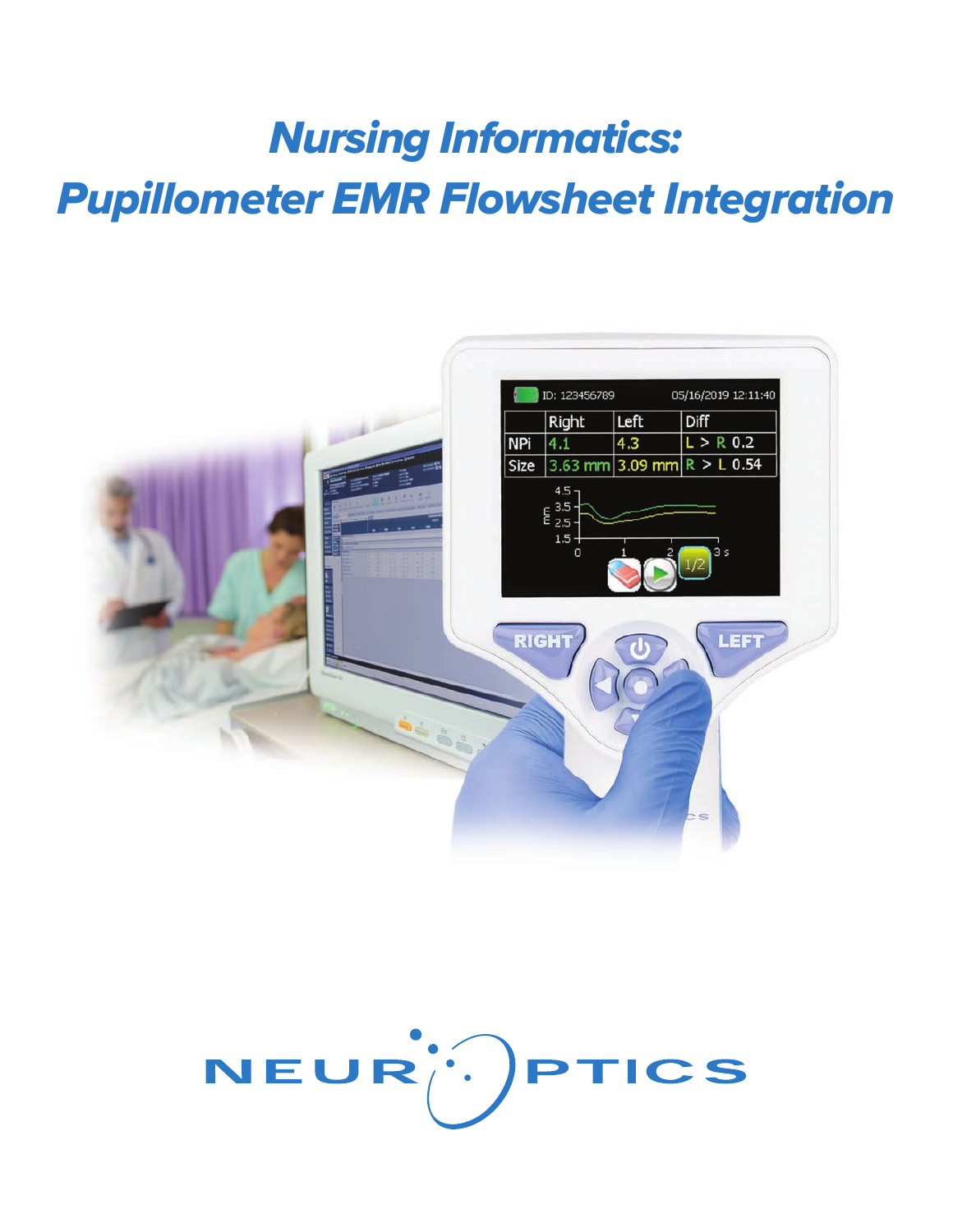# *Nursing Informatics: Pupillometer EMR Flowsheet Integration*

NEUROPTICS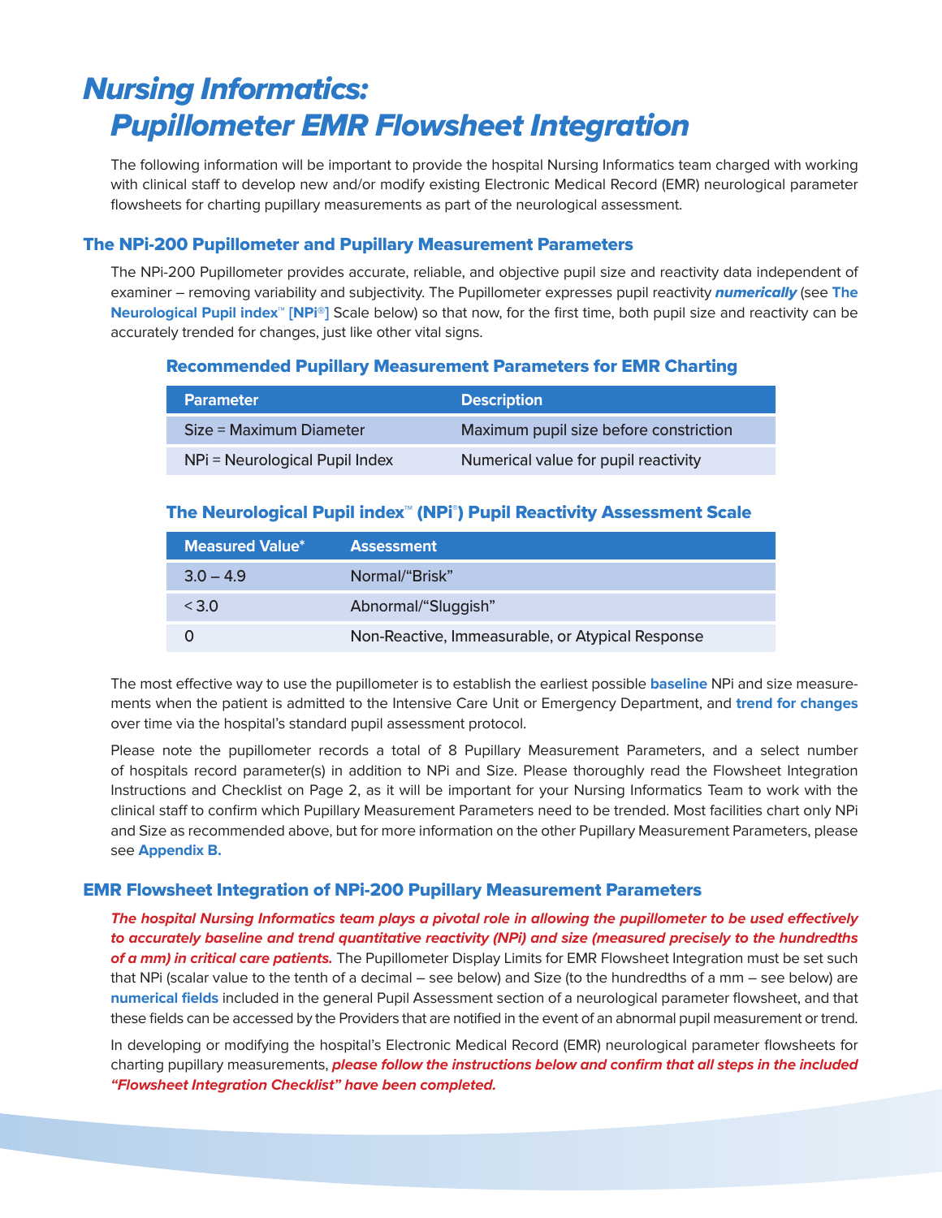# *Nursing Informatics: Pupillometer EMR Flowsheet Integration*

The following information will be important to provide the hospital Nursing Informatics team charged with working with clinical staff to develop new and/or modify existing Electronic Medical Record (EMR) neurological parameter flowsheets for charting pupillary measurements as part of the neurological assessment.

## The NPi-200 Pupillometer and Pupillary Measurement Parameters

The NPi-200 Pupillometer provides accurate, reliable, and objective pupil size and reactivity data independent of examiner – removing variability and subjectivity. The Pupillometer expresses pupil reactivity ***numerically*** (see **The Neurological Pupil index™ [NPi®]** Scale below) so that now, for the first time, both pupil size and reactivity can be accurately trended for changes, just like other vital signs.

### Recommended Pupillary Measurement Parameters for EMR Charting

| Parameter | Description |
| --- | --- |
| Size = Maximum Diameter | Maximum pupil size before constriction |
| NPi = Neurological Pupil Index | Numerical value for pupil reactivity |

### The Neurological Pupil index™ (NPi®) Pupil Reactivity Assessment Scale

| Measured Value* | Assessment |
| --- | --- |
| 3.0 – 4.9 | Normal/"Brisk" |
| < 3.0 | Abnormal/"Sluggish" |
| 0 | Non-Reactive, Immeasurable, or Atypical Response |

The most effective way to use the pupillometer is to establish the earliest possible **baseline** NPi and size measurements when the patient is admitted to the Intensive Care Unit or Emergency Department, and **trend for changes** over time via the hospital's standard pupil assessment protocol.

Please note the pupillometer records a total of 8 Pupillary Measurement Parameters, and a select number of hospitals record parameter(s) in addition to NPi and Size. Please thoroughly read the Flowsheet Integration Instructions and Checklist on Page 2, as it will be important for your Nursing Informatics Team to work with the clinical staff to confirm which Pupillary Measurement Parameters need to be trended. Most facilities chart only NPi and Size as recommended above, but for more information on the other Pupillary Measurement Parameters, please see **Appendix B.**

## EMR Flowsheet Integration of NPi-200 Pupillary Measurement Parameters

***The hospital Nursing Informatics team plays a pivotal role in allowing the pupillometer to be used effectively to accurately baseline and trend quantitative reactivity (NPi) and size (measured precisely to the hundredths of a mm) in critical care patients.*** The Pupillometer Display Limits for EMR Flowsheet Integration must be set such that NPi (scalar value to the tenth of a decimal – see below) and Size (to the hundredths of a mm – see below) are **numerical fields** included in the general Pupil Assessment section of a neurological parameter flowsheet, and that these fields can be accessed by the Providers that are notified in the event of an abnormal pupil measurement or trend.

In developing or modifying the hospital's Electronic Medical Record (EMR) neurological parameter flowsheets for charting pupillary measurements, ***please follow the instructions below and confirm that all steps in the included "Flowsheet Integration Checklist" have been completed.***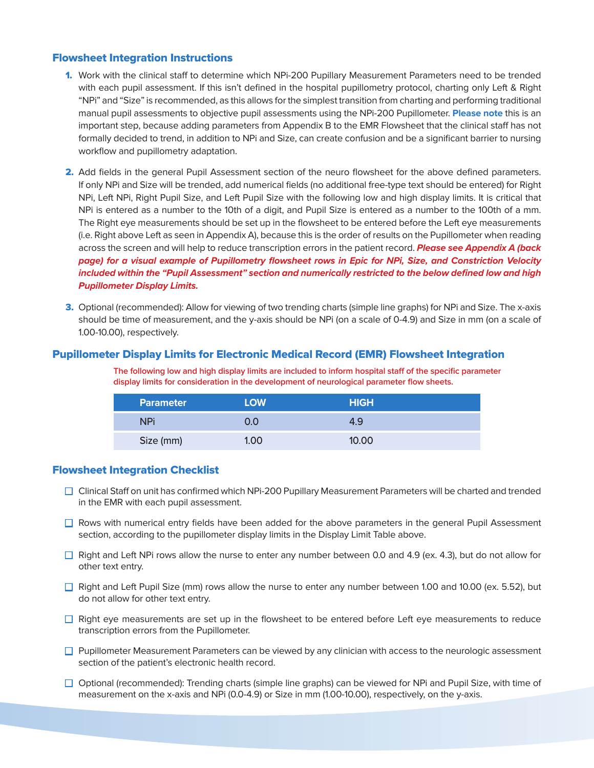## Flowsheet Integration Instructions

1. Work with the clinical staff to determine which NPi-200 Pupillary Measurement Parameters need to be trended with each pupil assessment. If this isn't defined in the hospital pupillometry protocol, charting only Left & Right "NPi" and "Size" is recommended, as this allows for the simplest transition from charting and performing traditional manual pupil assessments to objective pupil assessments using the NPi-200 Pupillometer. **Please note** this is an important step, because adding parameters from Appendix B to the EMR Flowsheet that the clinical staff has not formally decided to trend, in addition to NPi and Size, can create confusion and be a significant barrier to nursing workflow and pupillometry adaptation.

2. Add fields in the general Pupil Assessment section of the neuro flowsheet for the above defined parameters. If only NPi and Size will be trended, add numerical fields (no additional free-type text should be entered) for Right NPi, Left NPi, Right Pupil Size, and Left Pupil Size with the following low and high display limits. It is critical that NPi is entered as a number to the 10th of a digit, and Pupil Size is entered as a number to the 100th of a mm. The Right eye measurements should be set up in the flowsheet to be entered before the Left eye measurements (i.e. Right above Left as seen in Appendix A), because this is the order of results on the Pupillometer when reading across the screen and will help to reduce transcription errors in the patient record. ***Please see Appendix A (back page) for a visual example of Pupillometry flowsheet rows in Epic for NPi, Size, and Constriction Velocity included within the "Pupil Assessment" section and numerically restricted to the below defined low and high Pupillometer Display Limits.***

3. Optional (recommended): Allow for viewing of two trending charts (simple line graphs) for NPi and Size. The x-axis should be time of measurement, and the y-axis should be NPi (on a scale of 0-4.9) and Size in mm (on a scale of 1.00-10.00), respectively.

## Pupillometer Display Limits for Electronic Medical Record (EMR) Flowsheet Integration

**The following low and high display limits are included to inform hospital staff of the specific parameter display limits for consideration in the development of neurological parameter flow sheets.**

| Parameter | LOW | HIGH |
|---|---|---|
| NPi | 0.0 | 4.9 |
| Size (mm) | 1.00 | 10.00 |

## Flowsheet Integration Checklist

- ☐ Clinical Staff on unit has confirmed which NPi-200 Pupillary Measurement Parameters will be charted and trended in the EMR with each pupil assessment.
- ☐ Rows with numerical entry fields have been added for the above parameters in the general Pupil Assessment section, according to the pupillometer display limits in the Display Limit Table above.
- ☐ Right and Left NPi rows allow the nurse to enter any number between 0.0 and 4.9 (ex. 4.3), but do not allow for other text entry.
- ☐ Right and Left Pupil Size (mm) rows allow the nurse to enter any number between 1.00 and 10.00 (ex. 5.52), but do not allow for other text entry.
- ☐ Right eye measurements are set up in the flowsheet to be entered before Left eye measurements to reduce transcription errors from the Pupillometer.
- ☐ Pupillometer Measurement Parameters can be viewed by any clinician with access to the neurologic assessment section of the patient's electronic health record.
- ☐ Optional (recommended): Trending charts (simple line graphs) can be viewed for NPi and Pupil Size, with time of measurement on the x-axis and NPi (0.0-4.9) or Size in mm (1.00-10.00), respectively, on the y-axis.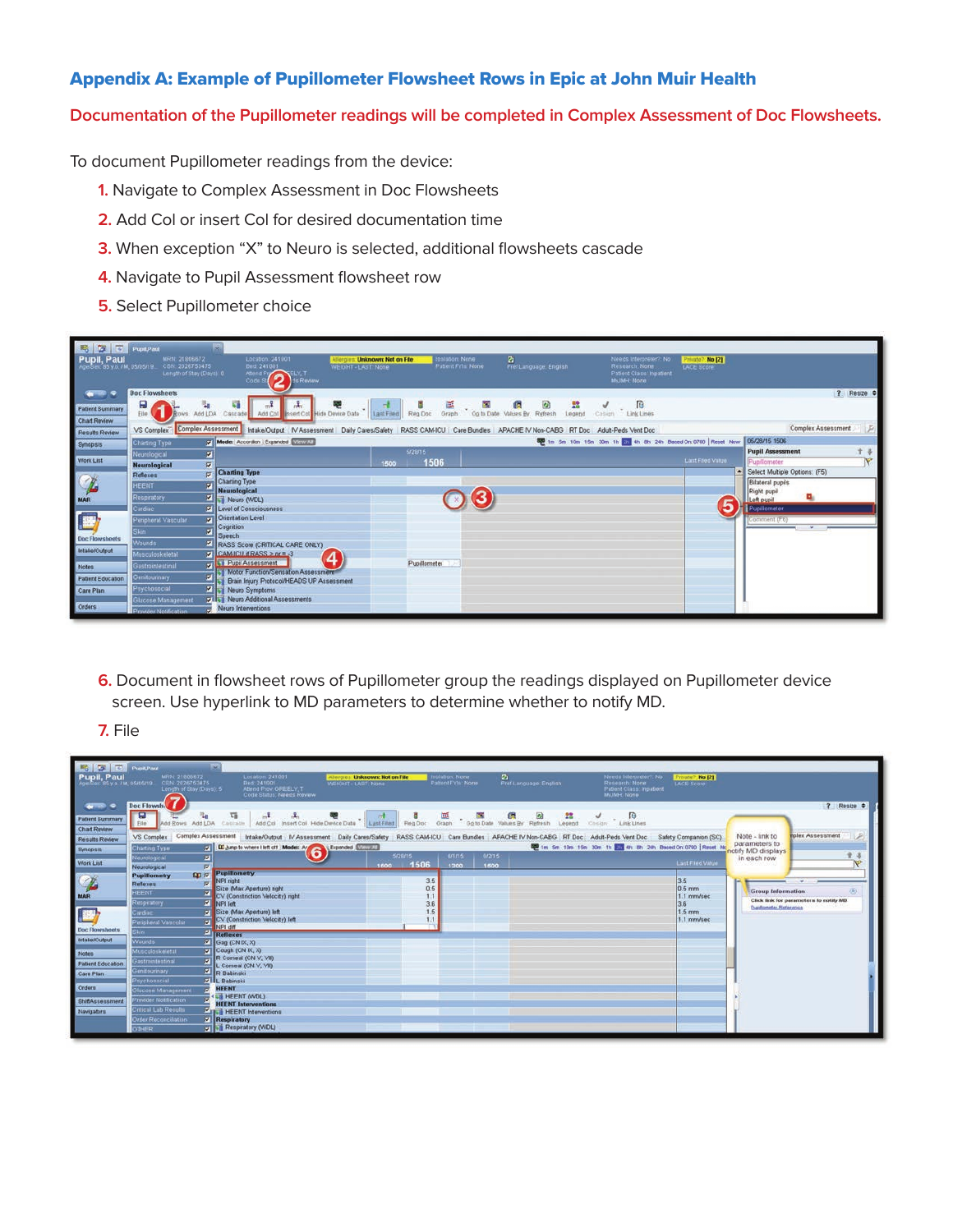## Appendix A: Example of Pupillometer Flowsheet Rows in Epic at John Muir Health

**Documentation of the Pupillometer readings will be completed in Complex Assessment of Doc Flowsheets.**

To document Pupillometer readings from the device:

1. Navigate to Complex Assessment in Doc Flowsheets
2. Add Col or insert Col for desired documentation time
3. When exception "X" to Neuro is selected, additional flowsheets cascade
4. Navigate to Pupil Assessment flowsheet row
5. Select Pupillometer choice

6. Document in flowsheet rows of Pupillometer group the readings displayed on Pupillometer device screen. Use hyperlink to MD parameters to determine whether to notify MD.
7. File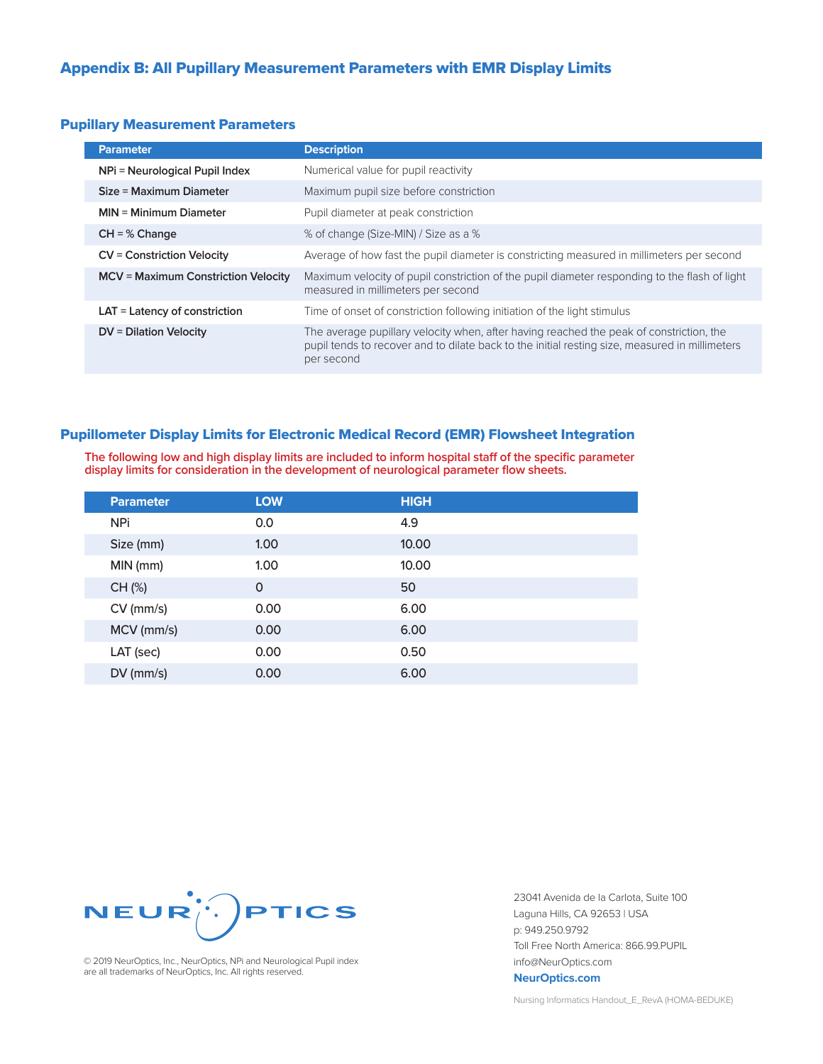## Appendix B: All Pupillary Measurement Parameters with EMR Display Limits

### Pupillary Measurement Parameters

| Parameter | Description |
|---|---|
| **NPi** = Neurological Pupil Index | Numerical value for pupil reactivity |
| **Size** = Maximum Diameter | Maximum pupil size before constriction |
| **MIN** = Minimum Diameter | Pupil diameter at peak constriction |
| **CH** = % Change | % of change (Size-MIN) / Size as a % |
| **CV** = Constriction Velocity | Average of how fast the pupil diameter is constricting measured in millimeters per second |
| **MCV** = Maximum Constriction Velocity | Maximum velocity of pupil constriction of the pupil diameter responding to the flash of light measured in millimeters per second |
| **LAT** = Latency of constriction | Time of onset of constriction following initiation of the light stimulus |
| **DV** = Dilation Velocity | The average pupillary velocity when, after having reached the peak of constriction, the pupil tends to recover and to dilate back to the initial resting size, measured in millimeters per second |

### Pupillometer Display Limits for Electronic Medical Record (EMR) Flowsheet Integration

**The following low and high display limits are included to inform hospital staff of the specific parameter display limits for consideration in the development of neurological parameter flow sheets.**

| Parameter | LOW | HIGH |
|---|---|---|
| NPi | 0.0 | 4.9 |
| Size (mm) | 1.00 | 10.00 |
| MIN (mm) | 1.00 | 10.00 |
| CH (%) | 0 | 50 |
| CV (mm/s) | 0.00 | 6.00 |
| MCV (mm/s) | 0.00 | 6.00 |
| LAT (sec) | 0.00 | 0.50 |
| DV (mm/s) | 0.00 | 6.00 |

NEUROPTICS

© 2019 NeurOptics, Inc., NeurOptics, NPi and Neurological Pupil index are all trademarks of NeurOptics, Inc. All rights reserved.

23041 Avenida de la Carlota, Suite 100
Laguna Hills, CA 92653 | USA
p: 949.250.9792
Toll Free North America: 866.99.PUPIL
info@NeurOptics.com
**NeurOptics.com**

Nursing Informatics Handout_E_RevA (HOMA-BEDUKE)